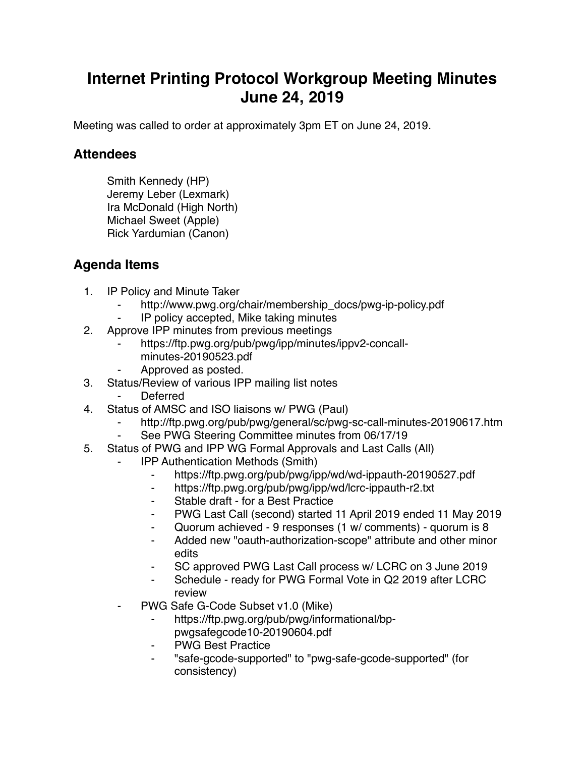# Internet Printing Protocol Workgroup Meeting Minutes June 24, 2019

Meeting was called to order at approximately 3pm ET on June 24, 2019.

## Attendees

Smith Kennedy (HP)
Jeremy Leber (Lexmark)
Ira McDonald (High North)
Michael Sweet (Apple)
Rick Yardumian (Canon)

## Agenda Items

1. IP Policy and Minute Taker
    - http://www.pwg.org/chair/membership_docs/pwg-ip-policy.pdf
    - IP policy accepted, Mike taking minutes
2. Approve IPP minutes from previous meetings
    - https://ftp.pwg.org/pub/pwg/ipp/minutes/ippv2-concall-minutes-20190523.pdf
    - Approved as posted.
3. Status/Review of various IPP mailing list notes
    - Deferred
4. Status of AMSC and ISO liaisons w/ PWG (Paul)
    - http://ftp.pwg.org/pub/pwg/general/sc/pwg-sc-call-minutes-20190617.htm
    - See PWG Steering Committee minutes from 06/17/19
5. Status of PWG and IPP WG Formal Approvals and Last Calls (All)
    - IPP Authentication Methods (Smith)
        - https://ftp.pwg.org/pub/pwg/ipp/wd/wd-ippauth-20190527.pdf
        - https://ftp.pwg.org/pub/pwg/ipp/wd/lcrc-ippauth-r2.txt
        - Stable draft - for a Best Practice
        - PWG Last Call (second) started 11 April 2019 ended 11 May 2019
        - Quorum achieved - 9 responses (1 w/ comments) - quorum is 8
        - Added new "oauth-authorization-scope" attribute and other minor edits
        - SC approved PWG Last Call process w/ LCRC on 3 June 2019
        - Schedule - ready for PWG Formal Vote in Q2 2019 after LCRC review
    - PWG Safe G-Code Subset v1.0 (Mike)
        - https://ftp.pwg.org/pub/pwg/informational/bp-pwgsafegcode10-20190604.pdf
        - PWG Best Practice
        - "safe-gcode-supported" to "pwg-safe-gcode-supported" (for consistency)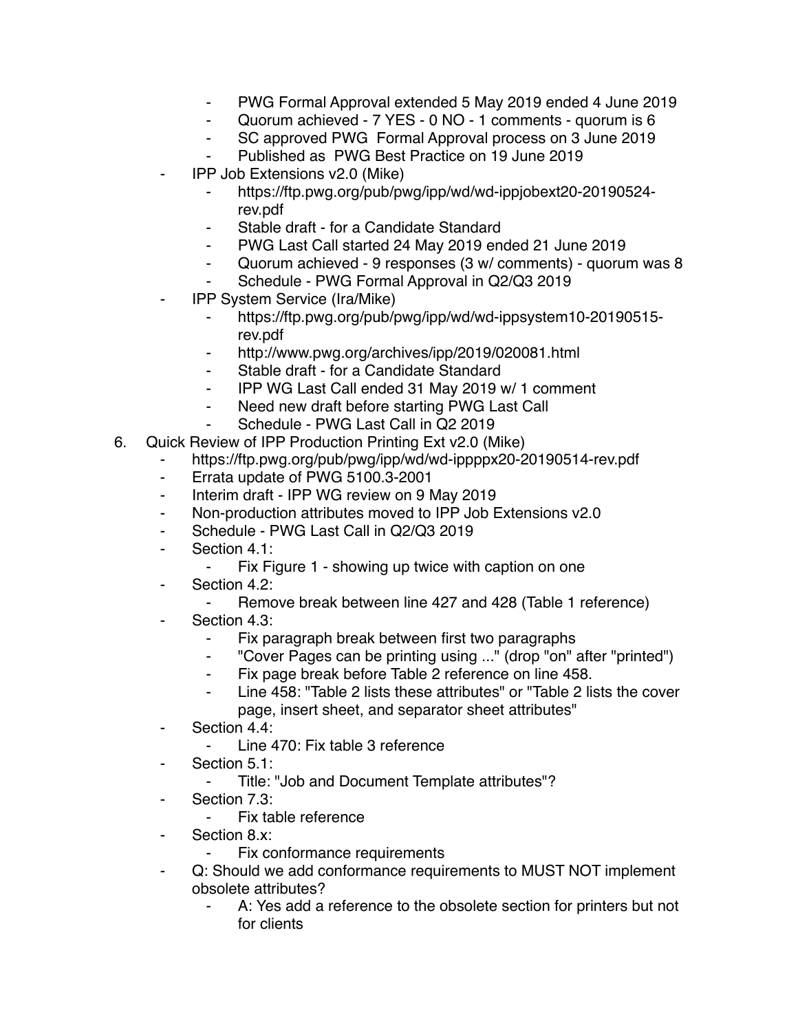- PWG Formal Approval extended 5 May 2019 ended 4 June 2019
        - Quorum achieved - 7 YES - 0 NO - 1 comments - quorum is 6
        - SC approved PWG Formal Approval process on 3 June 2019
        - Published as PWG Best Practice on 19 June 2019
    - IPP Job Extensions v2.0 (Mike)
        - https://ftp.pwg.org/pub/pwg/ipp/wd/wd-ippjobext20-20190524-rev.pdf
        - Stable draft - for a Candidate Standard
        - PWG Last Call started 24 May 2019 ended 21 June 2019
        - Quorum achieved - 9 responses (3 w/ comments) - quorum was 8
        - Schedule - PWG Formal Approval in Q2/Q3 2019
    - IPP System Service (Ira/Mike)
        - https://ftp.pwg.org/pub/pwg/ipp/wd/wd-ippsystem10-20190515-rev.pdf
        - http://www.pwg.org/archives/ipp/2019/020081.html
        - Stable draft - for a Candidate Standard
        - IPP WG Last Call ended 31 May 2019 w/ 1 comment
        - Need new draft before starting PWG Last Call
        - Schedule - PWG Last Call in Q2 2019

6. Quick Review of IPP Production Printing Ext v2.0 (Mike)
    - https://ftp.pwg.org/pub/pwg/ipp/wd/wd-ippppx20-20190514-rev.pdf
    - Errata update of PWG 5100.3-2001
    - Interim draft - IPP WG review on 9 May 2019
    - Non-production attributes moved to IPP Job Extensions v2.0
    - Schedule - PWG Last Call in Q2/Q3 2019
    - Section 4.1:
        - Fix Figure 1 - showing up twice with caption on one
    - Section 4.2:
        - Remove break between line 427 and 428 (Table 1 reference)
    - Section 4.3:
        - Fix paragraph break between first two paragraphs
        - "Cover Pages can be printing using ..." (drop "on" after "printed")
        - Fix page break before Table 2 reference on line 458.
        - Line 458: "Table 2 lists these attributes" or "Table 2 lists the cover page, insert sheet, and separator sheet attributes"
    - Section 4.4:
        - Line 470: Fix table 3 reference
    - Section 5.1:
        - Title: "Job and Document Template attributes"?
    - Section 7.3:
        - Fix table reference
    - Section 8.x:
        - Fix conformance requirements
    - Q: Should we add conformance requirements to MUST NOT implement obsolete attributes?
        - A: Yes add a reference to the obsolete section for printers but not for clients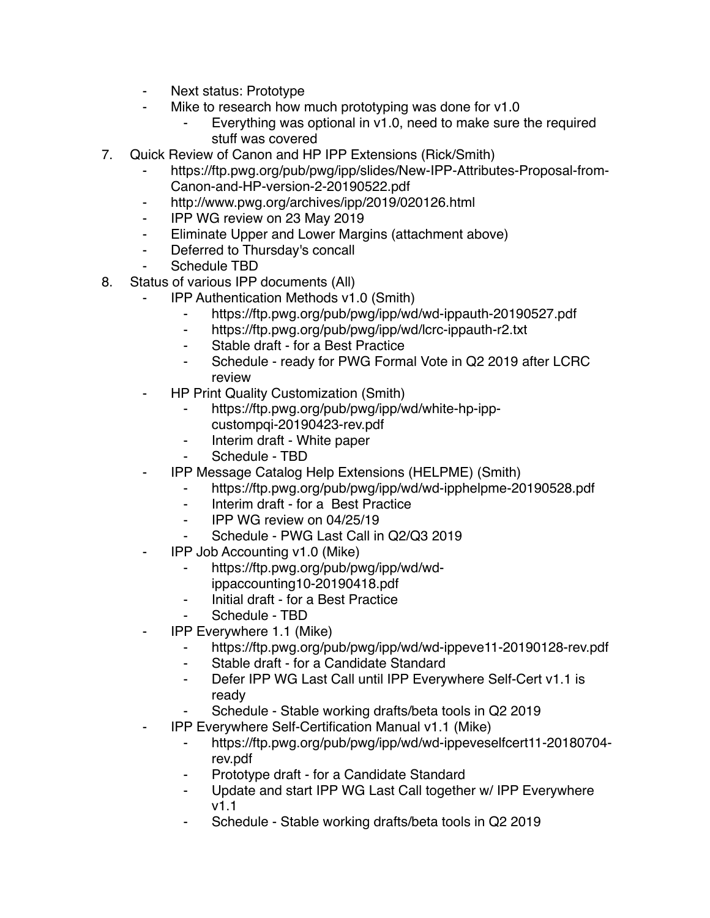- Next status: Prototype
- Mike to research how much prototyping was done for v1.0
    - Everything was optional in v1.0, need to make sure the required stuff was covered

7. Quick Review of Canon and HP IPP Extensions (Rick/Smith)
    - https://ftp.pwg.org/pub/pwg/ipp/slides/New-IPP-Attributes-Proposal-from-Canon-and-HP-version-2-20190522.pdf
    - http://www.pwg.org/archives/ipp/2019/020126.html
    - IPP WG review on 23 May 2019
    - Eliminate Upper and Lower Margins (attachment above)
    - Deferred to Thursday's concall
    - Schedule TBD
8. Status of various IPP documents (All)
    - IPP Authentication Methods v1.0 (Smith)
        - https://ftp.pwg.org/pub/pwg/ipp/wd/wd-ippauth-20190527.pdf
        - https://ftp.pwg.org/pub/pwg/ipp/wd/lcrc-ippauth-r2.txt
        - Stable draft - for a Best Practice
        - Schedule - ready for PWG Formal Vote in Q2 2019 after LCRC review
    - HP Print Quality Customization (Smith)
        - https://ftp.pwg.org/pub/pwg/ipp/wd/white-hp-ipp-custompqi-20190423-rev.pdf
        - Interim draft - White paper
        - Schedule - TBD
    - IPP Message Catalog Help Extensions (HELPME) (Smith)
        - https://ftp.pwg.org/pub/pwg/ipp/wd/wd-ipphelpme-20190528.pdf
        - Interim draft - for a Best Practice
        - IPP WG review on 04/25/19
        - Schedule - PWG Last Call in Q2/Q3 2019
    - IPP Job Accounting v1.0 (Mike)
        - https://ftp.pwg.org/pub/pwg/ipp/wd/wd-ippaccounting10-20190418.pdf
        - Initial draft - for a Best Practice
        - Schedule - TBD
    - IPP Everywhere 1.1 (Mike)
        - https://ftp.pwg.org/pub/pwg/ipp/wd/wd-ippeve11-20190128-rev.pdf
        - Stable draft - for a Candidate Standard
        - Defer IPP WG Last Call until IPP Everywhere Self-Cert v1.1 is ready
        - Schedule - Stable working drafts/beta tools in Q2 2019
    - IPP Everywhere Self-Certification Manual v1.1 (Mike)
        - https://ftp.pwg.org/pub/pwg/ipp/wd/wd-ippeveselfcert11-20180704-rev.pdf
        - Prototype draft - for a Candidate Standard
        - Update and start IPP WG Last Call together w/ IPP Everywhere v1.1
        - Schedule - Stable working drafts/beta tools in Q2 2019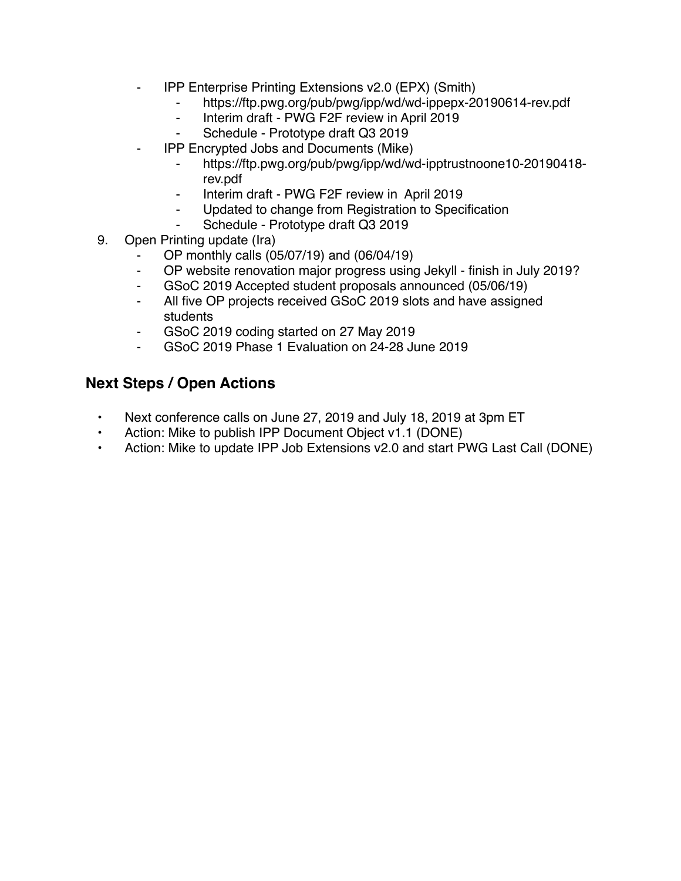- IPP Enterprise Printing Extensions v2.0 (EPX) (Smith)
    - https://ftp.pwg.org/pub/pwg/ipp/wd/wd-ippepx-20190614-rev.pdf
    - Interim draft - PWG F2F review in April 2019
    - Schedule - Prototype draft Q3 2019
- IPP Encrypted Jobs and Documents (Mike)
    - https://ftp.pwg.org/pub/pwg/ipp/wd/wd-ipptrustnoone10-20190418-rev.pdf
    - Interim draft - PWG F2F review in April 2019
    - Updated to change from Registration to Specification
    - Schedule - Prototype draft Q3 2019

9. Open Printing update (Ira)
    - OP monthly calls (05/07/19) and (06/04/19)
    - OP website renovation major progress using Jekyll - finish in July 2019?
    - GSoC 2019 Accepted student proposals announced (05/06/19)
    - All five OP projects received GSoC 2019 slots and have assigned students
    - GSoC 2019 coding started on 27 May 2019
    - GSoC 2019 Phase 1 Evaluation on 24-28 June 2019

## Next Steps / Open Actions

- Next conference calls on June 27, 2019 and July 18, 2019 at 3pm ET
- Action: Mike to publish IPP Document Object v1.1 (DONE)
- Action: Mike to update IPP Job Extensions v2.0 and start PWG Last Call (DONE)